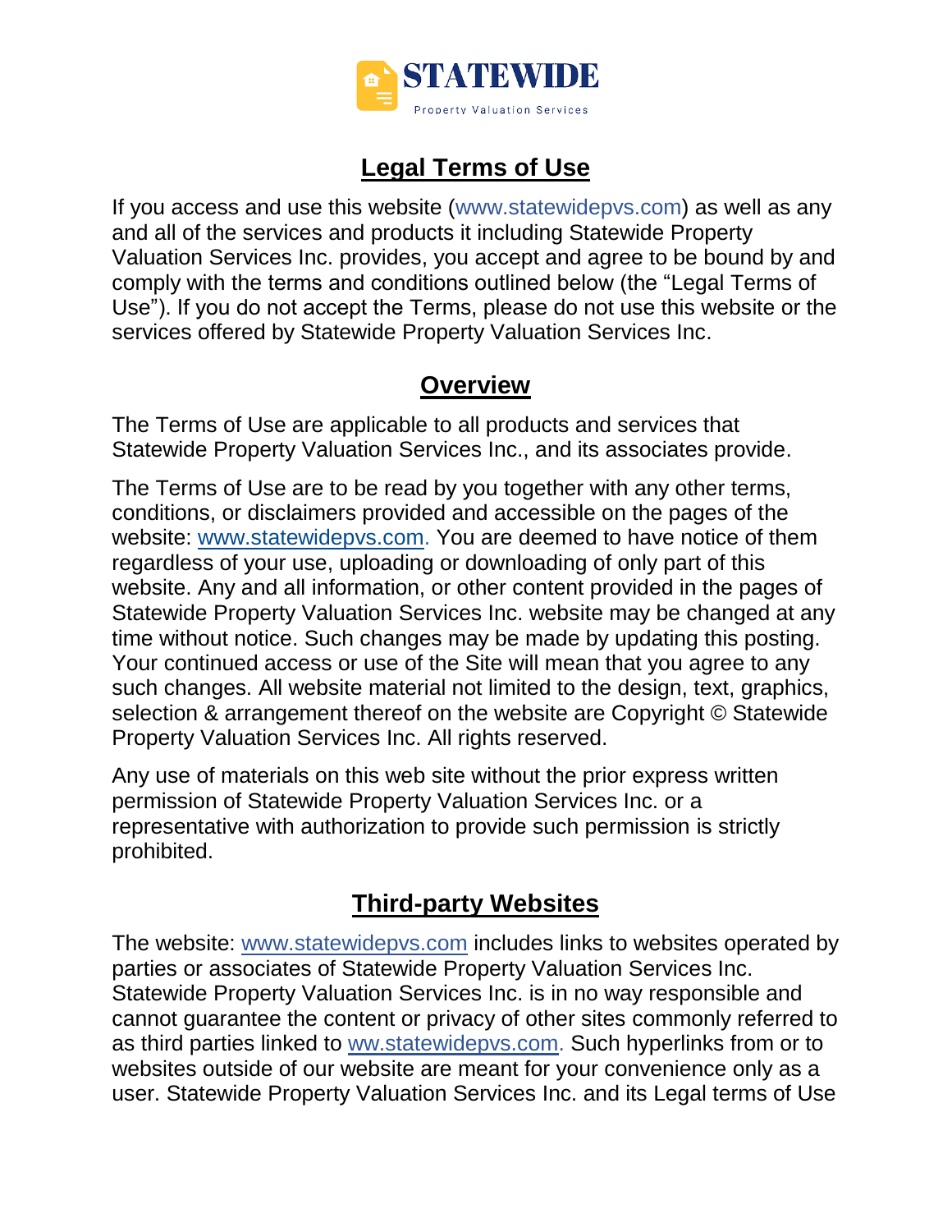**STATEWIDE**

Property Valuation Services

# Legal Terms of Use

If you access and use this website (www.statewidepvs.com) as well as any and all of the services and products it including Statewide Property Valuation Services Inc. provides, you accept and agree to be bound by and comply with the terms and conditions outlined below (the "Legal Terms of Use"). If you do not accept the Terms, please do not use this website or the services offered by Statewide Property Valuation Services Inc.

## Overview

The Terms of Use are applicable to all products and services that Statewide Property Valuation Services Inc., and its associates provide.

The Terms of Use are to be read by you together with any other terms, conditions, or disclaimers provided and accessible on the pages of the website: www.statewidepvs.com. You are deemed to have notice of them regardless of your use, uploading or downloading of only part of this website. Any and all information, or other content provided in the pages of Statewide Property Valuation Services Inc. website may be changed at any time without notice. Such changes may be made by updating this posting. Your continued access or use of the Site will mean that you agree to any such changes. All website material not limited to the design, text, graphics, selection & arrangement thereof on the website are Copyright © Statewide Property Valuation Services Inc. All rights reserved.

Any use of materials on this web site without the prior express written permission of Statewide Property Valuation Services Inc. or a representative with authorization to provide such permission is strictly prohibited.

## Third-party Websites

The website: www.statewidepvs.com includes links to websites operated by parties or associates of Statewide Property Valuation Services Inc. Statewide Property Valuation Services Inc. is in no way responsible and cannot guarantee the content or privacy of other sites commonly referred to as third parties linked to ww.statewidepvs.com. Such hyperlinks from or to websites outside of our website are meant for your convenience only as a user. Statewide Property Valuation Services Inc. and its Legal terms of Use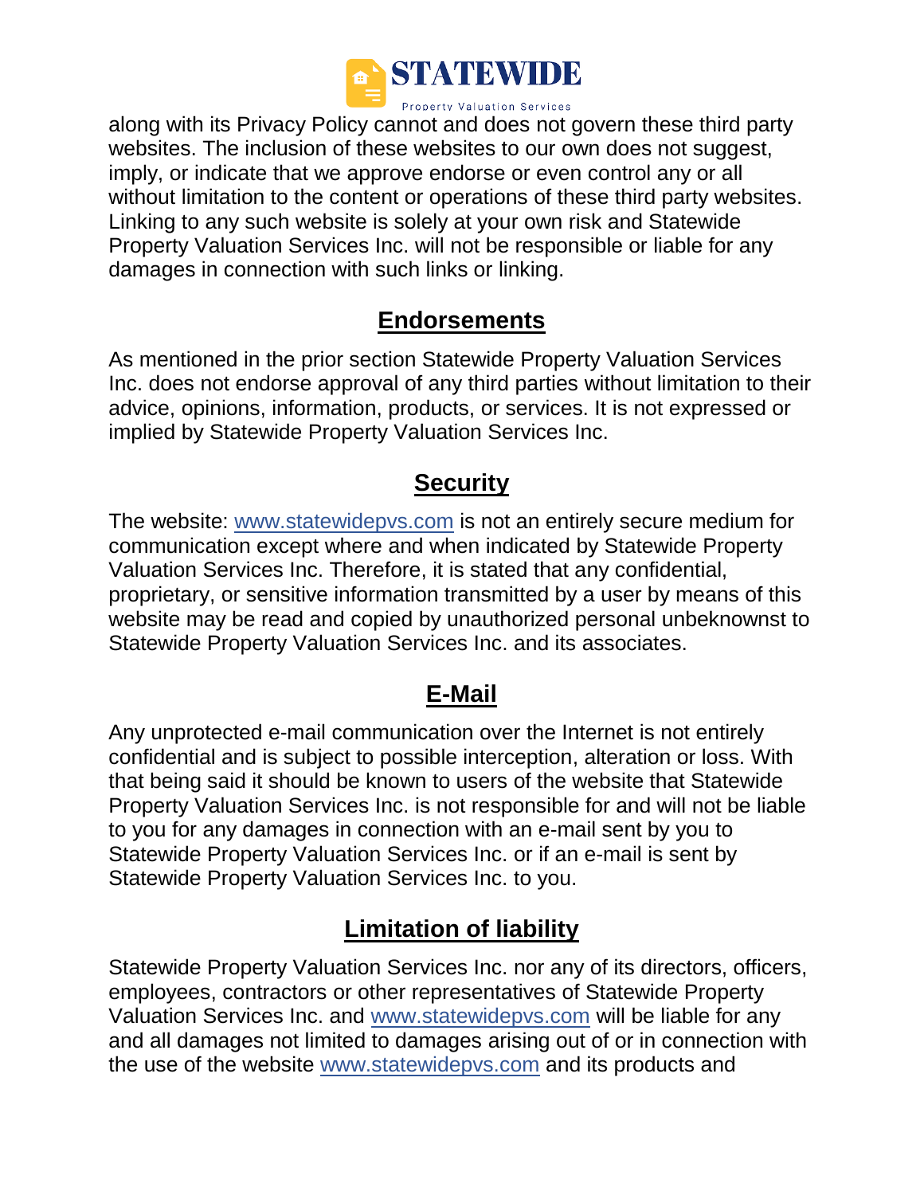along with its Privacy Policy cannot and does not govern these third party websites. The inclusion of these websites to our own does not suggest, imply, or indicate that we approve endorse or even control any or all without limitation to the content or operations of these third party websites. Linking to any such website is solely at your own risk and Statewide Property Valuation Services Inc. will not be responsible or liable for any damages in connection with such links or linking.

## Endorsements

As mentioned in the prior section Statewide Property Valuation Services Inc. does not endorse approval of any third parties without limitation to their advice, opinions, information, products, or services. It is not expressed or implied by Statewide Property Valuation Services Inc.

## Security

The website: www.statewidepvs.com is not an entirely secure medium for communication except where and when indicated by Statewide Property Valuation Services Inc. Therefore, it is stated that any confidential, proprietary, or sensitive information transmitted by a user by means of this website may be read and copied by unauthorized personal unbeknownst to Statewide Property Valuation Services Inc. and its associates.

## E-Mail

Any unprotected e-mail communication over the Internet is not entirely confidential and is subject to possible interception, alteration or loss. With that being said it should be known to users of the website that Statewide Property Valuation Services Inc. is not responsible for and will not be liable to you for any damages in connection with an e-mail sent by you to Statewide Property Valuation Services Inc. or if an e-mail is sent by Statewide Property Valuation Services Inc. to you.

## Limitation of liability

Statewide Property Valuation Services Inc. nor any of its directors, officers, employees, contractors or other representatives of Statewide Property Valuation Services Inc. and www.statewidepvs.com will be liable for any and all damages not limited to damages arising out of or in connection with the use of the website www.statewidepvs.com and its products and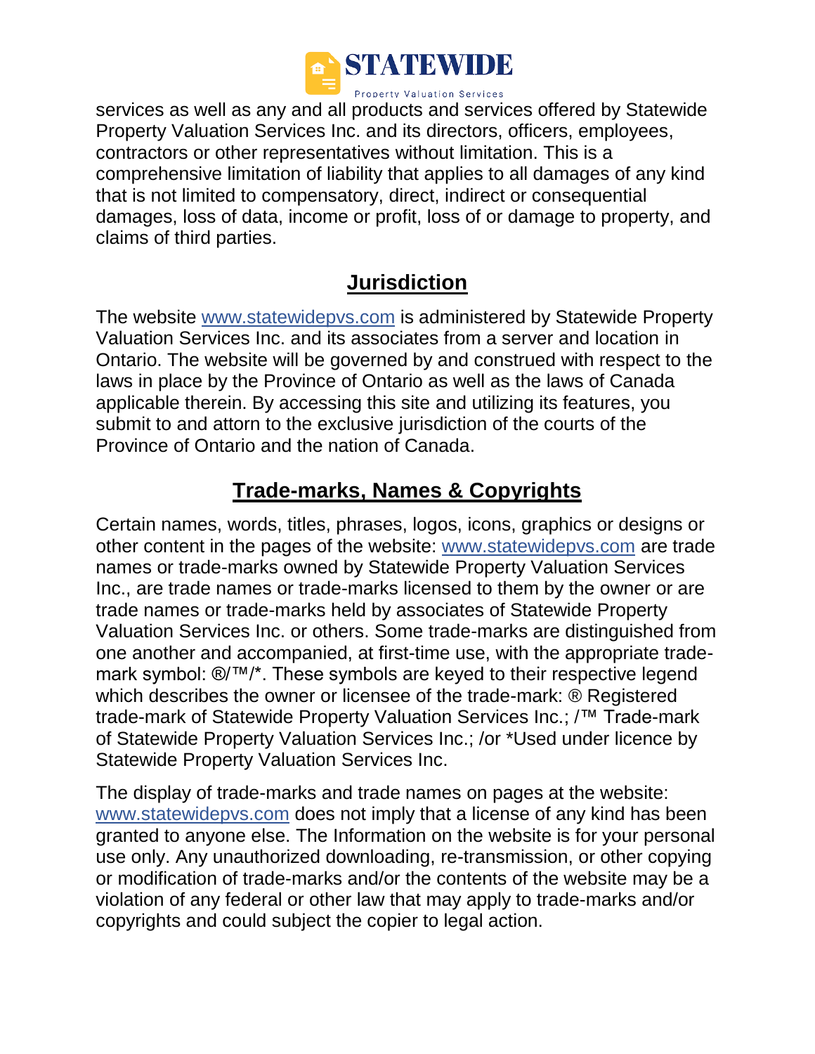services as well as any and all products and services offered by Statewide Property Valuation Services Inc. and its directors, officers, employees, contractors or other representatives without limitation. This is a comprehensive limitation of liability that applies to all damages of any kind that is not limited to compensatory, direct, indirect or consequential damages, loss of data, income or profit, loss of or damage to property, and claims of third parties.

## Jurisdiction

The website www.statewidepvs.com is administered by Statewide Property Valuation Services Inc. and its associates from a server and location in Ontario. The website will be governed by and construed with respect to the laws in place by the Province of Ontario as well as the laws of Canada applicable therein. By accessing this site and utilizing its features, you submit to and attorn to the exclusive jurisdiction of the courts of the Province of Ontario and the nation of Canada.

## Trade-marks, Names & Copyrights

Certain names, words, titles, phrases, logos, icons, graphics or designs or other content in the pages of the website: www.statewidepvs.com are trade names or trade-marks owned by Statewide Property Valuation Services Inc., are trade names or trade-marks licensed to them by the owner or are trade names or trade-marks held by associates of Statewide Property Valuation Services Inc. or others. Some trade-marks are distinguished from one another and accompanied, at first-time use, with the appropriate trade-mark symbol: ®/™/*. These symbols are keyed to their respective legend which describes the owner or licensee of the trade-mark: ® Registered trade-mark of Statewide Property Valuation Services Inc.; /™ Trade-mark of Statewide Property Valuation Services Inc.; /or *Used under licence by Statewide Property Valuation Services Inc.

The display of trade-marks and trade names on pages at the website: www.statewidepvs.com does not imply that a license of any kind has been granted to anyone else. The Information on the website is for your personal use only. Any unauthorized downloading, re-transmission, or other copying or modification of trade-marks and/or the contents of the website may be a violation of any federal or other law that may apply to trade-marks and/or copyrights and could subject the copier to legal action.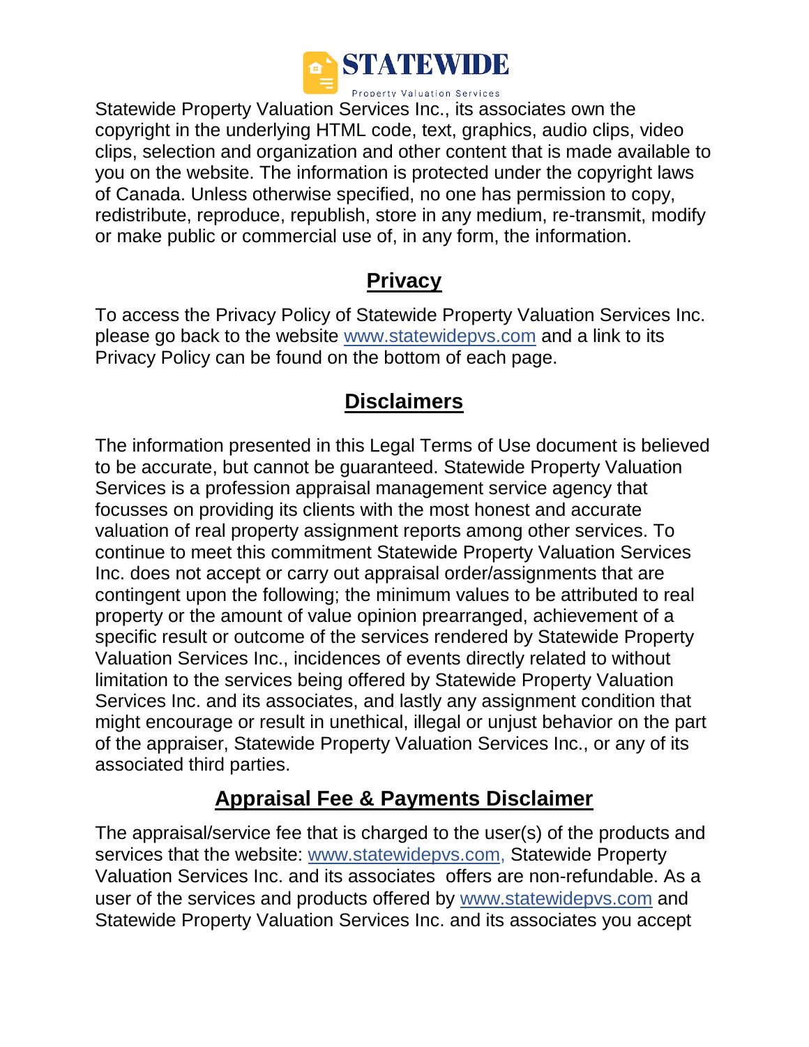Statewide Property Valuation Services Inc., its associates own the copyright in the underlying HTML code, text, graphics, audio clips, video clips, selection and organization and other content that is made available to you on the website. The information is protected under the copyright laws of Canada. Unless otherwise specified, no one has permission to copy, redistribute, reproduce, republish, store in any medium, re-transmit, modify or make public or commercial use of, in any form, the information.

## Privacy

To access the Privacy Policy of Statewide Property Valuation Services Inc. please go back to the website www.statewidepvs.com and a link to its Privacy Policy can be found on the bottom of each page.

## Disclaimers

The information presented in this Legal Terms of Use document is believed to be accurate, but cannot be guaranteed. Statewide Property Valuation Services is a profession appraisal management service agency that focusses on providing its clients with the most honest and accurate valuation of real property assignment reports among other services. To continue to meet this commitment Statewide Property Valuation Services Inc. does not accept or carry out appraisal order/assignments that are contingent upon the following; the minimum values to be attributed to real property or the amount of value opinion prearranged, achievement of a specific result or outcome of the services rendered by Statewide Property Valuation Services Inc., incidences of events directly related to without limitation to the services being offered by Statewide Property Valuation Services Inc. and its associates, and lastly any assignment condition that might encourage or result in unethical, illegal or unjust behavior on the part of the appraiser, Statewide Property Valuation Services Inc., or any of its associated third parties.

## Appraisal Fee & Payments Disclaimer

The appraisal/service fee that is charged to the user(s) of the products and services that the website: www.statewidepvs.com, Statewide Property Valuation Services Inc. and its associates offers are non-refundable. As a user of the services and products offered by www.statewidepvs.com and Statewide Property Valuation Services Inc. and its associates you accept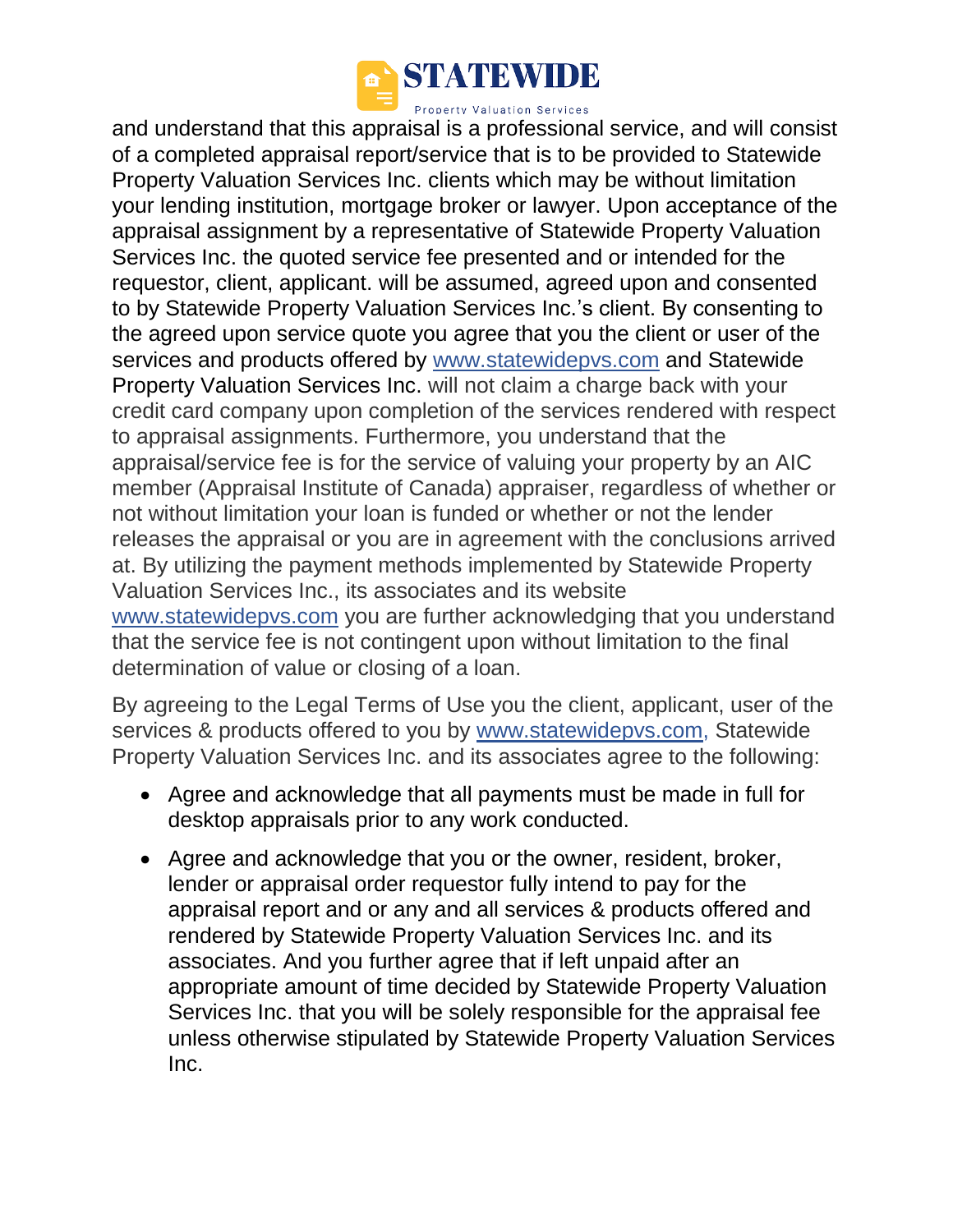and understand that this appraisal is a professional service, and will consist of a completed appraisal report/service that is to be provided to Statewide Property Valuation Services Inc. clients which may be without limitation your lending institution, mortgage broker or lawyer. Upon acceptance of the appraisal assignment by a representative of Statewide Property Valuation Services Inc. the quoted service fee presented and or intended for the requestor, client, applicant. will be assumed, agreed upon and consented to by Statewide Property Valuation Services Inc.'s client. By consenting to the agreed upon service quote you agree that you the client or user of the services and products offered by www.statewidepvs.com and Statewide Property Valuation Services Inc. will not claim a charge back with your credit card company upon completion of the services rendered with respect to appraisal assignments. Furthermore, you understand that the appraisal/service fee is for the service of valuing your property by an AIC member (Appraisal Institute of Canada) appraiser, regardless of whether or not without limitation your loan is funded or whether or not the lender releases the appraisal or you are in agreement with the conclusions arrived at. By utilizing the payment methods implemented by Statewide Property Valuation Services Inc., its associates and its website www.statewidepvs.com you are further acknowledging that you understand that the service fee is not contingent upon without limitation to the final determination of value or closing of a loan.

By agreeing to the Legal Terms of Use you the client, applicant, user of the services & products offered to you by www.statewidepvs.com, Statewide Property Valuation Services Inc. and its associates agree to the following:

- Agree and acknowledge that all payments must be made in full for desktop appraisals prior to any work conducted.
- Agree and acknowledge that you or the owner, resident, broker, lender or appraisal order requestor fully intend to pay for the appraisal report and or any and all services & products offered and rendered by Statewide Property Valuation Services Inc. and its associates. And you further agree that if left unpaid after an appropriate amount of time decided by Statewide Property Valuation Services Inc. that you will be solely responsible for the appraisal fee unless otherwise stipulated by Statewide Property Valuation Services Inc.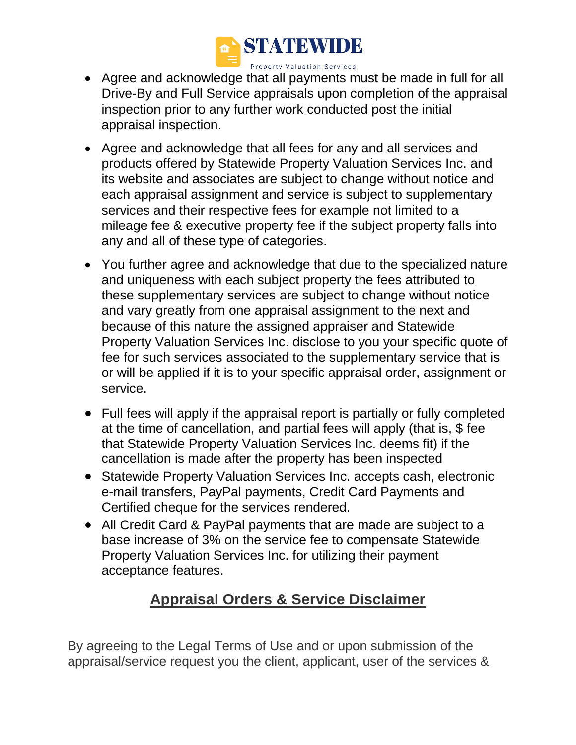- Agree and acknowledge that all payments must be made in full for all Drive-By and Full Service appraisals upon completion of the appraisal inspection prior to any further work conducted post the initial appraisal inspection.
- Agree and acknowledge that all fees for any and all services and products offered by Statewide Property Valuation Services Inc. and its website and associates are subject to change without notice and each appraisal assignment and service is subject to supplementary services and their respective fees for example not limited to a mileage fee & executive property fee if the subject property falls into any and all of these type of categories.
- You further agree and acknowledge that due to the specialized nature and uniqueness with each subject property the fees attributed to these supplementary services are subject to change without notice and vary greatly from one appraisal assignment to the next and because of this nature the assigned appraiser and Statewide Property Valuation Services Inc. disclose to you your specific quote of fee for such services associated to the supplementary service that is or will be applied if it is to your specific appraisal order, assignment or service.
- Full fees will apply if the appraisal report is partially or fully completed at the time of cancellation, and partial fees will apply (that is, $ fee that Statewide Property Valuation Services Inc. deems fit) if the cancellation is made after the property has been inspected
- Statewide Property Valuation Services Inc. accepts cash, electronic e-mail transfers, PayPal payments, Credit Card Payments and Certified cheque for the services rendered.
- All Credit Card & PayPal payments that are made are subject to a base increase of 3% on the service fee to compensate Statewide Property Valuation Services Inc. for utilizing their payment acceptance features.

## Appraisal Orders & Service Disclaimer

By agreeing to the Legal Terms of Use and or upon submission of the appraisal/service request you the client, applicant, user of the services &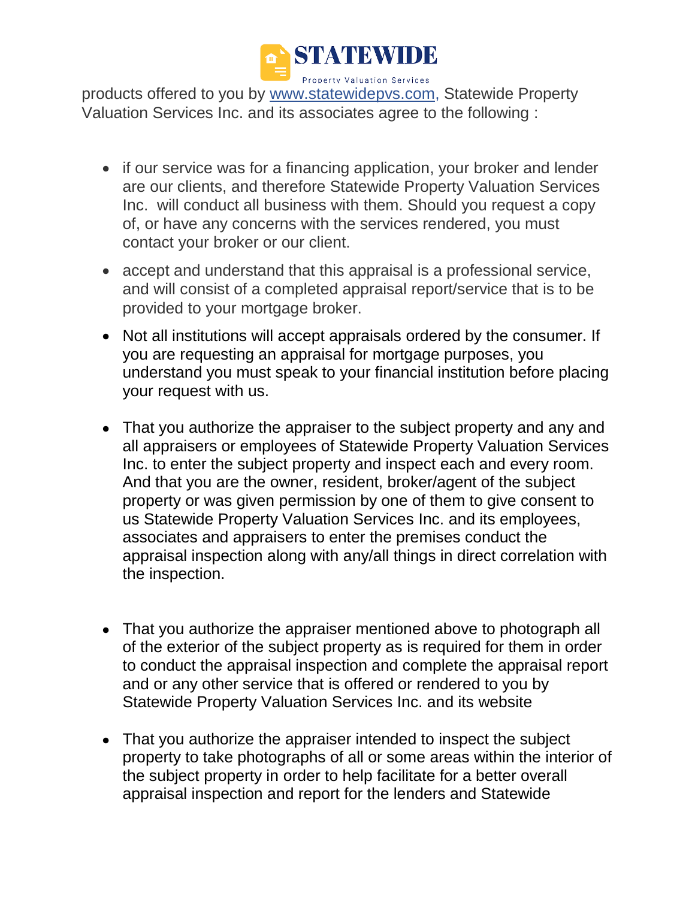products offered to you by [www.statewidepvs.com,](http://www.statewidepvs.com) Statewide Property Valuation Services Inc. and its associates agree to the following :

- if our service was for a financing application, your broker and lender are our clients, and therefore Statewide Property Valuation Services Inc. will conduct all business with them. Should you request a copy of, or have any concerns with the services rendered, you must contact your broker or our client.
- accept and understand that this appraisal is a professional service, and will consist of a completed appraisal report/service that is to be provided to your mortgage broker.
- Not all institutions will accept appraisals ordered by the consumer. If you are requesting an appraisal for mortgage purposes, you understand you must speak to your financial institution before placing your request with us.
- That you authorize the appraiser to the subject property and any and all appraisers or employees of Statewide Property Valuation Services Inc. to enter the subject property and inspect each and every room. And that you are the owner, resident, broker/agent of the subject property or was given permission by one of them to give consent to us Statewide Property Valuation Services Inc. and its employees, associates and appraisers to enter the premises conduct the appraisal inspection along with any/all things in direct correlation with the inspection.
- That you authorize the appraiser mentioned above to photograph all of the exterior of the subject property as is required for them in order to conduct the appraisal inspection and complete the appraisal report and or any other service that is offered or rendered to you by Statewide Property Valuation Services Inc. and its website
- That you authorize the appraiser intended to inspect the subject property to take photographs of all or some areas within the interior of the subject property in order to help facilitate for a better overall appraisal inspection and report for the lenders and Statewide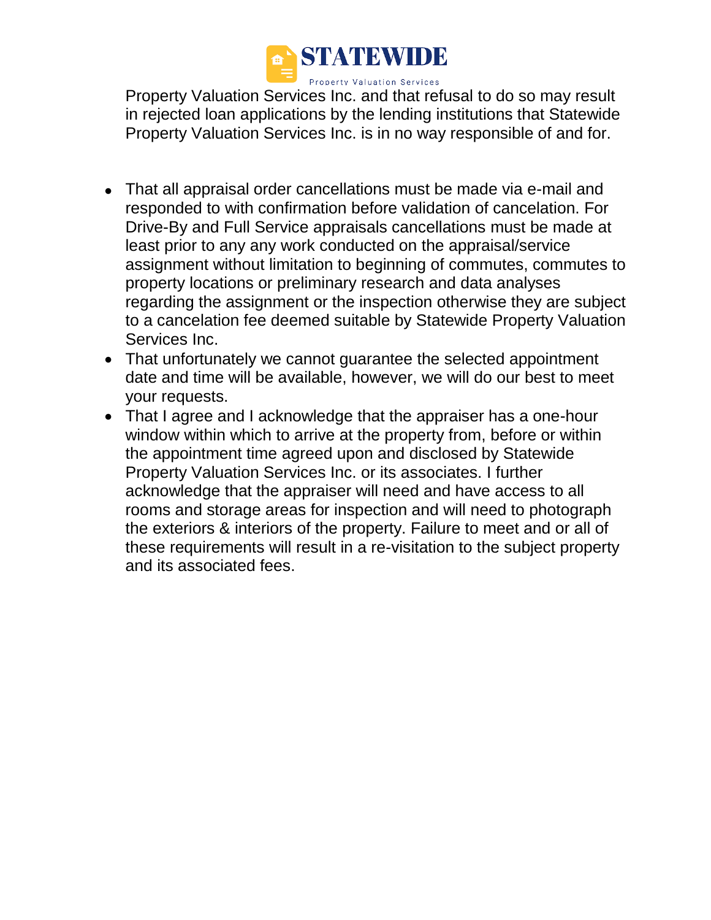Property Valuation Services Inc. and that refusal to do so may result in rejected loan applications by the lending institutions that Statewide Property Valuation Services Inc. is in no way responsible of and for.

- That all appraisal order cancellations must be made via e-mail and responded to with confirmation before validation of cancelation. For Drive-By and Full Service appraisals cancellations must be made at least prior to any any work conducted on the appraisal/service assignment without limitation to beginning of commutes, commutes to property locations or preliminary research and data analyses regarding the assignment or the inspection otherwise they are subject to a cancelation fee deemed suitable by Statewide Property Valuation Services Inc.
- That unfortunately we cannot guarantee the selected appointment date and time will be available, however, we will do our best to meet your requests.
- That I agree and I acknowledge that the appraiser has a one-hour window within which to arrive at the property from, before or within the appointment time agreed upon and disclosed by Statewide Property Valuation Services Inc. or its associates. I further acknowledge that the appraiser will need and have access to all rooms and storage areas for inspection and will need to photograph the exteriors & interiors of the property. Failure to meet and or all of these requirements will result in a re-visitation to the subject property and its associated fees.